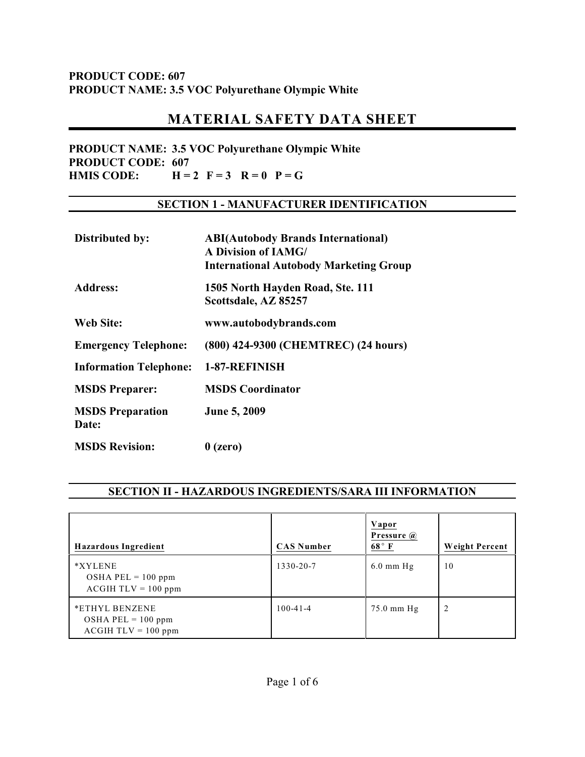**PRODUCT CODE: 607**
**PRODUCT NAME: 3.5 VOC Polyurethane Olympic White**

# MATERIAL SAFETY DATA SHEET

**PRODUCT NAME: 3.5 VOC Polyurethane Olympic White**
**PRODUCT CODE: 607**
**HMIS CODE: H = 2 F = 3 R = 0 P = G**

## SECTION 1 - MANUFACTURER IDENTIFICATION

| | |
|---|---|
| **Distributed by:** | **ABI(Autobody Brands International)**<br>**A Division of IAMG/**<br>**International Autobody Marketing Group** |
| **Address:** | **1505 North Hayden Road, Ste. 111**<br>**Scottsdale, AZ 85257** |
| **Web Site:** | **www.autobodybrands.com** |
| **Emergency Telephone:** | **(800) 424-9300 (CHEMTREC) (24 hours)** |
| **Information Telephone:** | **1-87-REFINISH** |
| **MSDS Preparer:** | **MSDS Coordinator** |
| **MSDS Preparation Date:** | **June 5, 2009** |
| **MSDS Revision:** | **0 (zero)** |

## SECTION II - HAZARDOUS INGREDIENTS/SARA III INFORMATION

| Hazardous Ingredient | CAS Number | Vapor Pressure @ 68° F | Weight Percent |
|---|---|---|---|
| *XYLENE<br>OSHA PEL = 100 ppm<br>ACGIH TLV = 100 ppm | 1330-20-7 | 6.0 mm Hg | 10 |
| *ETHYL BENZENE<br>OSHA PEL = 100 ppm<br>ACGIH TLV = 100 ppm | 100-41-4 | 75.0 mm Hg | 2 |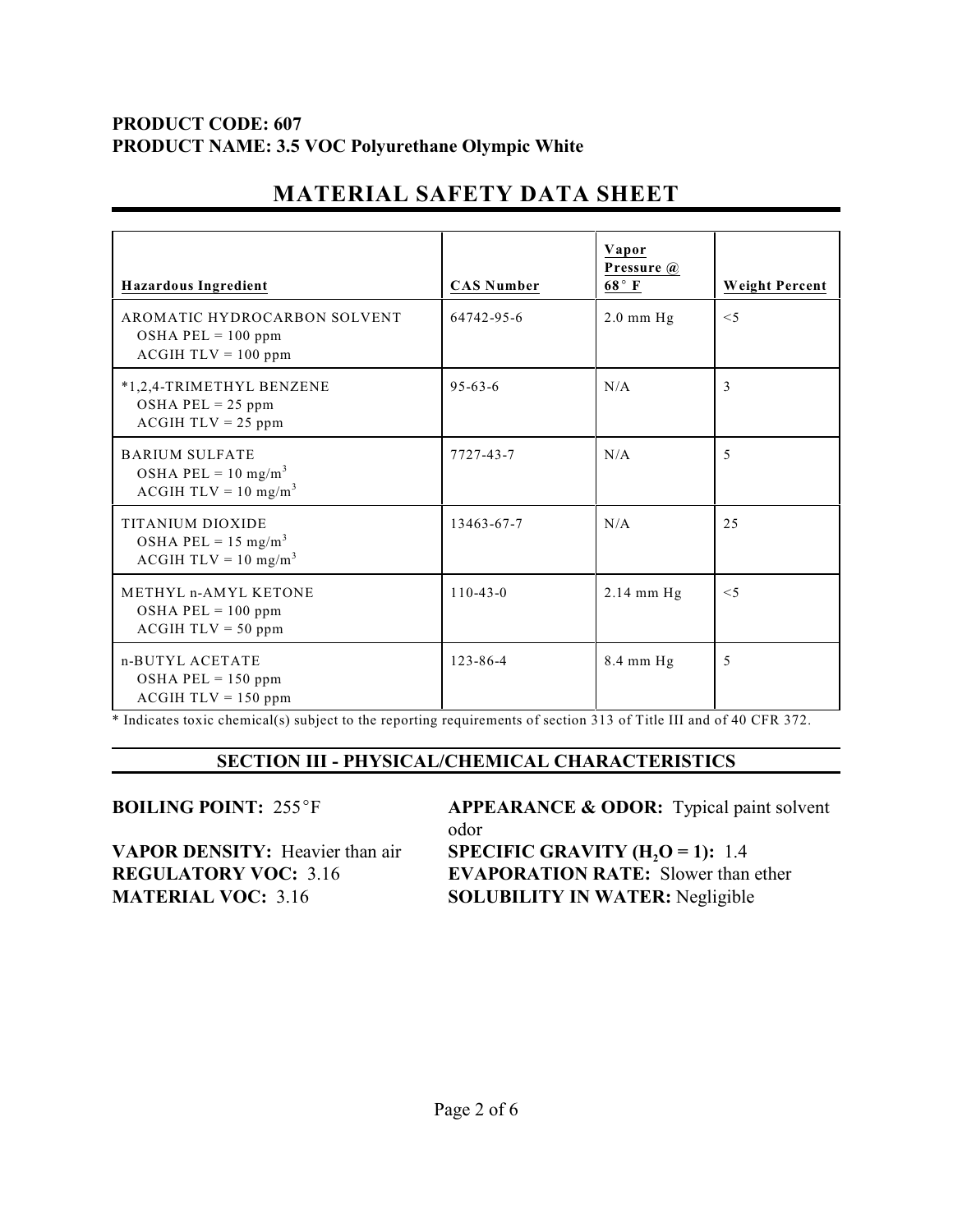**PRODUCT CODE: 607**
**PRODUCT NAME: 3.5 VOC Polyurethane Olympic White**

# MATERIAL SAFETY DATA SHEET

| Hazardous Ingredient | CAS Number | Vapor Pressure @ 68° F | Weight Percent |
|---|---|---|---|
| AROMATIC HYDROCARBON SOLVENT<br>OSHA PEL = 100 ppm<br>ACGIH TLV = 100 ppm | 64742-95-6 | 2.0 mm Hg | <5 |
| *1,2,4-TRIMETHYL BENZENE<br>OSHA PEL = 25 ppm<br>ACGIH TLV = 25 ppm | 95-63-6 | N/A | 3 |
| BARIUM SULFATE<br>OSHA PEL = 10 $mg/m^3$<br>ACGIH TLV = 10 $mg/m^3$ | 7727-43-7 | N/A | 5 |
| TITANIUM DIOXIDE<br>OSHA PEL = 15 $mg/m^3$<br>ACGIH TLV = 10 $mg/m^3$ | 13463-67-7 | N/A | 25 |
| METHYL n-AMYL KETONE<br>OSHA PEL = 100 ppm<br>ACGIH TLV = 50 ppm | 110-43-0 | 2.14 mm Hg | <5 |
| n-BUTYL ACETATE<br>OSHA PEL = 150 ppm<br>ACGIH TLV = 150 ppm | 123-86-4 | 8.4 mm Hg | 5 |

* Indicates toxic chemical(s) subject to the reporting requirements of section 313 of Title III and of 40 CFR 372.

## SECTION III - PHYSICAL/CHEMICAL CHARACTERISTICS

**BOILING POINT:** 255°F

**VAPOR DENSITY:** Heavier than air

**REGULATORY VOC:** 3.16

**MATERIAL VOC:** 3.16

**APPEARANCE & ODOR:** Typical paint solvent odor

**SPECIFIC GRAVITY ($H_2O$ = 1):** 1.4

**EVAPORATION RATE:** Slower than ether

**SOLUBILITY IN WATER:** Negligible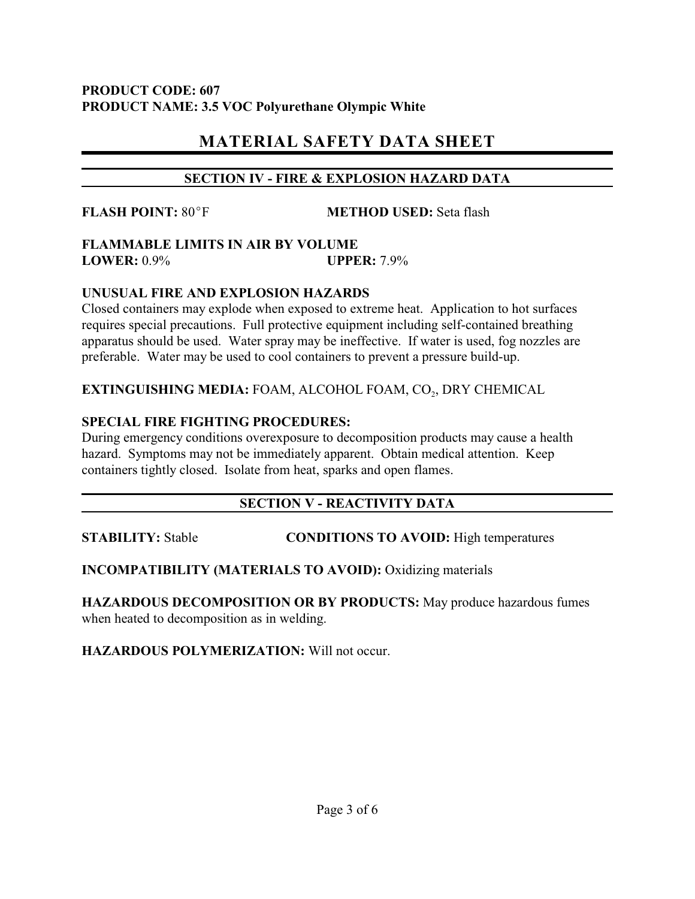**PRODUCT CODE: 607**
**PRODUCT NAME: 3.5 VOC Polyurethane Olympic White**

# MATERIAL SAFETY DATA SHEET

## SECTION IV - FIRE & EXPLOSION HAZARD DATA

**FLASH POINT:** 80°F **METHOD USED:** Seta flash

**FLAMMABLE LIMITS IN AIR BY VOLUME**
**LOWER:** 0.9% **UPPER:** 7.9%

**UNUSUAL FIRE AND EXPLOSION HAZARDS**
Closed containers may explode when exposed to extreme heat. Application to hot surfaces requires special precautions. Full protective equipment including self-contained breathing apparatus should be used. Water spray may be ineffective. If water is used, fog nozzles are preferable. Water may be used to cool containers to prevent a pressure build-up.

**EXTINGUISHING MEDIA:** FOAM, ALCOHOL FOAM, $CO_2$, DRY CHEMICAL

**SPECIAL FIRE FIGHTING PROCEDURES:**
During emergency conditions overexposure to decomposition products may cause a health hazard. Symptoms may not be immediately apparent. Obtain medical attention. Keep containers tightly closed. Isolate from heat, sparks and open flames.

## SECTION V - REACTIVITY DATA

**STABILITY:** Stable **CONDITIONS TO AVOID:** High temperatures

**INCOMPATIBILITY (MATERIALS TO AVOID):** Oxidizing materials

**HAZARDOUS DECOMPOSITION OR BY PRODUCTS:** May produce hazardous fumes when heated to decomposition as in welding.

**HAZARDOUS POLYMERIZATION:** Will not occur.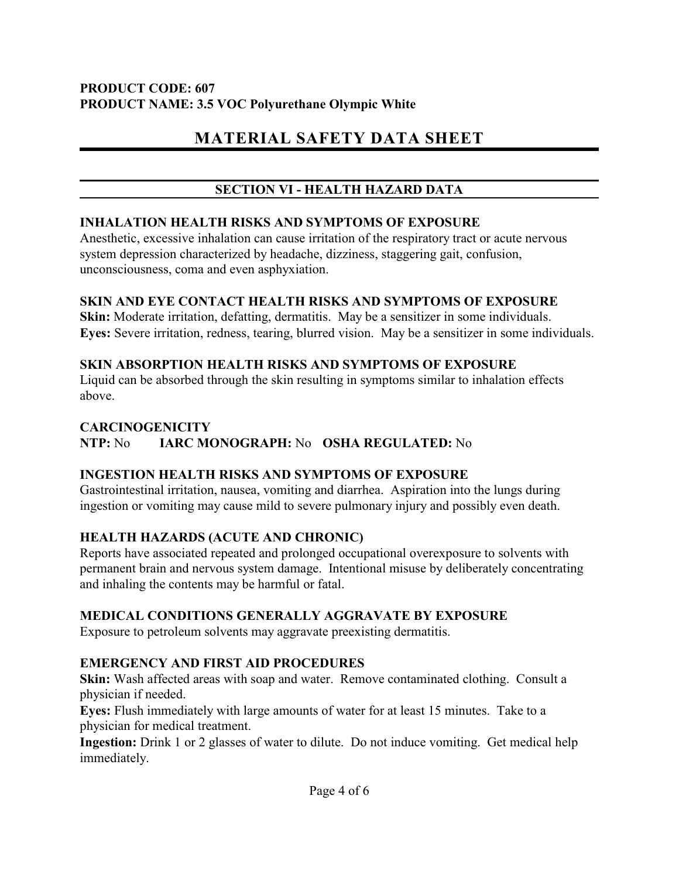**PRODUCT CODE: 607**
**PRODUCT NAME: 3.5 VOC Polyurethane Olympic White**

# MATERIAL SAFETY DATA SHEET

## SECTION VI - HEALTH HAZARD DATA

### INHALATION HEALTH RISKS AND SYMPTOMS OF EXPOSURE

Anesthetic, excessive inhalation can cause irritation of the respiratory tract or acute nervous system depression characterized by headache, dizziness, staggering gait, confusion, unconsciousness, coma and even asphyxiation.

### SKIN AND EYE CONTACT HEALTH RISKS AND SYMPTOMS OF EXPOSURE

**Skin:** Moderate irritation, defatting, dermatitis. May be a sensitizer in some individuals.
**Eyes:** Severe irritation, redness, tearing, blurred vision. May be a sensitizer in some individuals.

### SKIN ABSORPTION HEALTH RISKS AND SYMPTOMS OF EXPOSURE

Liquid can be absorbed through the skin resulting in symptoms similar to inhalation effects above.

### CARCINOGENICITY

**NTP:** No **IARC MONOGRAPH:** No **OSHA REGULATED:** No

### INGESTION HEALTH RISKS AND SYMPTOMS OF EXPOSURE

Gastrointestinal irritation, nausea, vomiting and diarrhea. Aspiration into the lungs during ingestion or vomiting may cause mild to severe pulmonary injury and possibly even death.

### HEALTH HAZARDS (ACUTE AND CHRONIC)

Reports have associated repeated and prolonged occupational overexposure to solvents with permanent brain and nervous system damage. Intentional misuse by deliberately concentrating and inhaling the contents may be harmful or fatal.

### MEDICAL CONDITIONS GENERALLY AGGRAVATE BY EXPOSURE

Exposure to petroleum solvents may aggravate preexisting dermatitis.

### EMERGENCY AND FIRST AID PROCEDURES

**Skin:** Wash affected areas with soap and water. Remove contaminated clothing. Consult a physician if needed.
**Eyes:** Flush immediately with large amounts of water for at least 15 minutes. Take to a physician for medical treatment.
**Ingestion:** Drink 1 or 2 glasses of water to dilute. Do not induce vomiting. Get medical help immediately.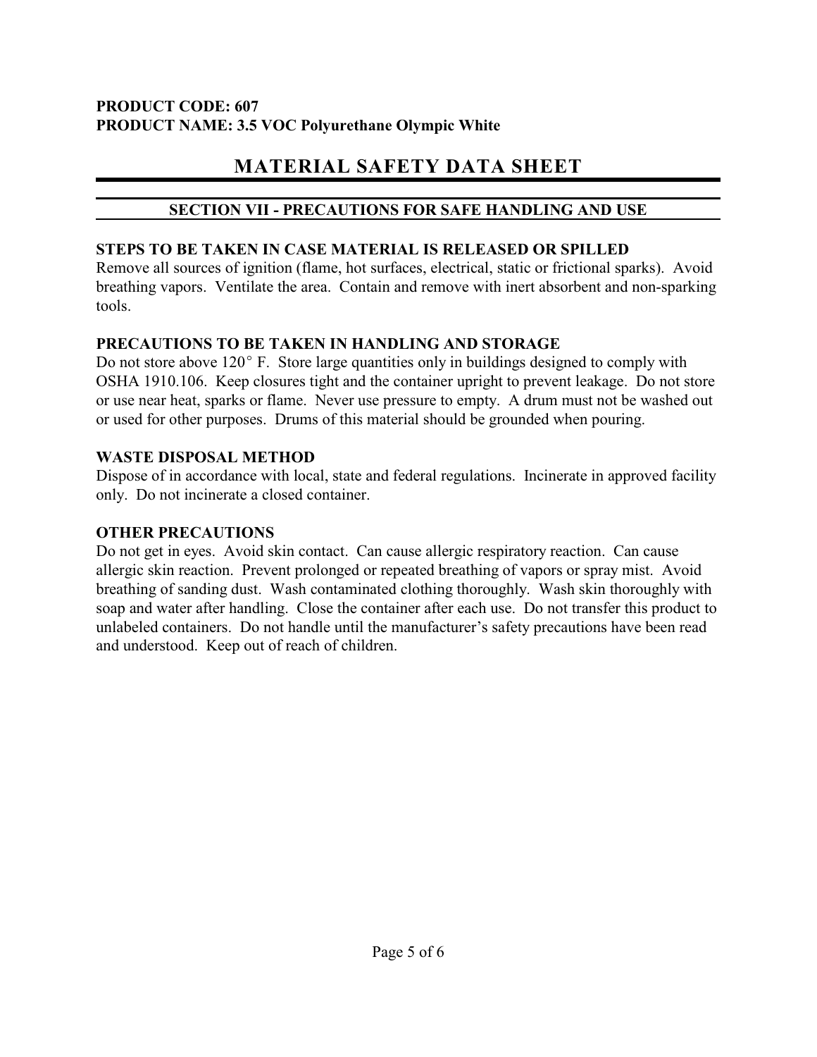**PRODUCT CODE: 607**
**PRODUCT NAME: 3.5 VOC Polyurethane Olympic White**

# MATERIAL SAFETY DATA SHEET

## SECTION VII - PRECAUTIONS FOR SAFE HANDLING AND USE

### STEPS TO BE TAKEN IN CASE MATERIAL IS RELEASED OR SPILLED

Remove all sources of ignition (flame, hot surfaces, electrical, static or frictional sparks). Avoid breathing vapors. Ventilate the area. Contain and remove with inert absorbent and non-sparking tools.

### PRECAUTIONS TO BE TAKEN IN HANDLING AND STORAGE

Do not store above 120° F. Store large quantities only in buildings designed to comply with OSHA 1910.106. Keep closures tight and the container upright to prevent leakage. Do not store or use near heat, sparks or flame. Never use pressure to empty. A drum must not be washed out or used for other purposes. Drums of this material should be grounded when pouring.

### WASTE DISPOSAL METHOD

Dispose of in accordance with local, state and federal regulations. Incinerate in approved facility only. Do not incinerate a closed container.

### OTHER PRECAUTIONS

Do not get in eyes. Avoid skin contact. Can cause allergic respiratory reaction. Can cause allergic skin reaction. Prevent prolonged or repeated breathing of vapors or spray mist. Avoid breathing of sanding dust. Wash contaminated clothing thoroughly. Wash skin thoroughly with soap and water after handling. Close the container after each use. Do not transfer this product to unlabeled containers. Do not handle until the manufacturer's safety precautions have been read and understood. Keep out of reach of children.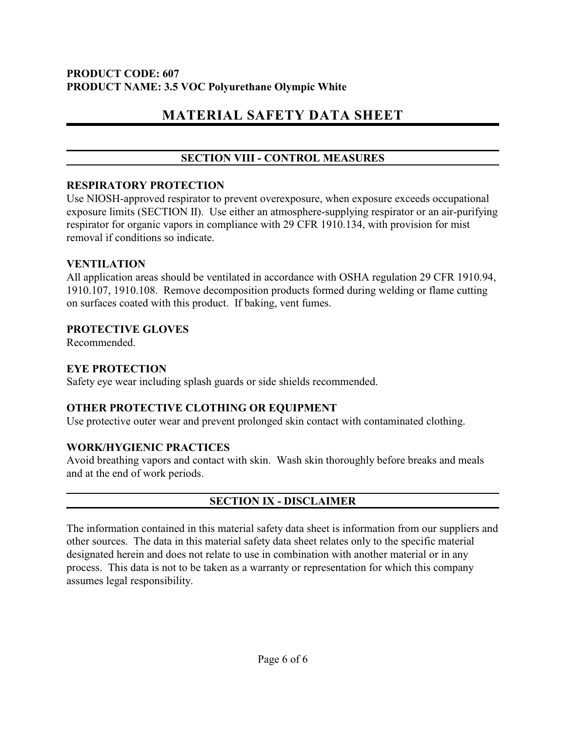**PRODUCT CODE: 607**
**PRODUCT NAME: 3.5 VOC Polyurethane Olympic White**

# MATERIAL SAFETY DATA SHEET

## SECTION VIII - CONTROL MEASURES

### RESPIRATORY PROTECTION

Use NIOSH-approved respirator to prevent overexposure, when exposure exceeds occupational exposure limits (SECTION II). Use either an atmosphere-supplying respirator or an air-purifying respirator for organic vapors in compliance with 29 CFR 1910.134, with provision for mist removal if conditions so indicate.

### VENTILATION

All application areas should be ventilated in accordance with OSHA regulation 29 CFR 1910.94, 1910.107, 1910.108. Remove decomposition products formed during welding or flame cutting on surfaces coated with this product. If baking, vent fumes.

### PROTECTIVE GLOVES

Recommended.

### EYE PROTECTION

Safety eye wear including splash guards or side shields recommended.

### OTHER PROTECTIVE CLOTHING OR EQUIPMENT

Use protective outer wear and prevent prolonged skin contact with contaminated clothing.

### WORK/HYGIENIC PRACTICES

Avoid breathing vapors and contact with skin. Wash skin thoroughly before breaks and meals and at the end of work periods.

## SECTION IX - DISCLAIMER

The information contained in this material safety data sheet is information from our suppliers and other sources. The data in this material safety data sheet relates only to the specific material designated herein and does not relate to use in combination with another material or in any process. This data is not to be taken as a warranty or representation for which this company assumes legal responsibility.